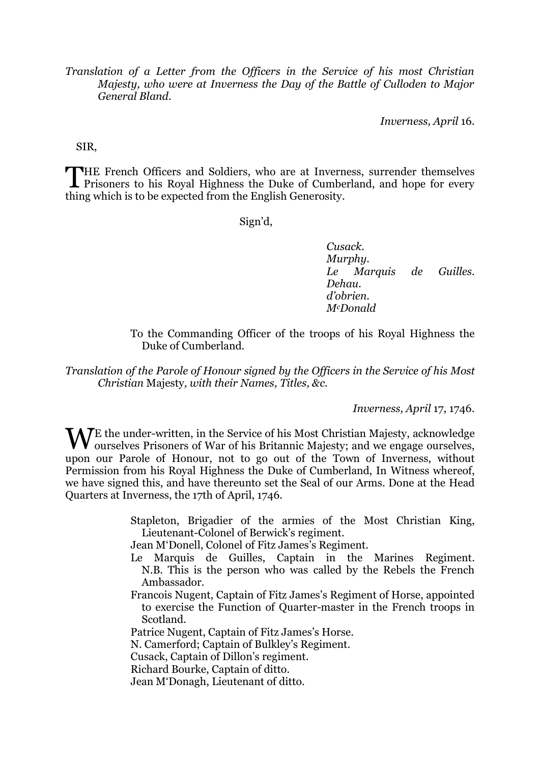*Translation of a Letter from the Officers in the Service of his most Christian Majesty, who were at Inverness the Day of the Battle of Culloden to Major General Bland.*

*Inverness, April* 16.

SIR,

THE French Officers and Soldiers, who are at Inverness, surrender themselves Prisoners to his Royal Highness the Duke of Cumberland, and hope for every thing which is to be expected from the English Generosity.

Sign'd,

*Cusack.*
*Murphy.*
*Le Marquis de Guilles.*
*Dehau.*
*d'obrien.*
*McDonald*

To the Commanding Officer of the troops of his Royal Highness the Duke of Cumberland.

*Translation of the Parole of Honour signed by the Officers in the Service of his Most Christian* Majesty*, with their Names, Titles, &c.*

*Inverness, April* 17, 1746.

WE the under-written, in the Service of his Most Christian Majesty, acknowledge ourselves Prisoners of War of his Britannic Majesty; and we engage ourselves, upon our Parole of Honour, not to go out of the Town of Inverness, without Permission from his Royal Highness the Duke of Cumberland, In Witness whereof, we have signed this, and have thereunto set the Seal of our Arms. Done at the Head Quarters at Inverness, the 17th of April, 1746.

Stapleton, Brigadier of the armies of the Most Christian King, Lieutenant-Colonel of Berwick's regiment.
Jean M'Donell, Colonel of Fitz James's Regiment.
Le Marquis de Guilles, Captain in the Marines Regiment. N.B. This is the person who was called by the Rebels the French Ambassador.
Francois Nugent, Captain of Fitz James's Regiment of Horse, appointed to exercise the Function of Quarter-master in the French troops in Scotland.
Patrice Nugent, Captain of Fitz James's Horse.
N. Camerford; Captain of Bulkley's Regiment.
Cusack, Captain of Dillon's regiment.
Richard Bourke, Captain of ditto.
Jean M'Donagh, Lieutenant of ditto.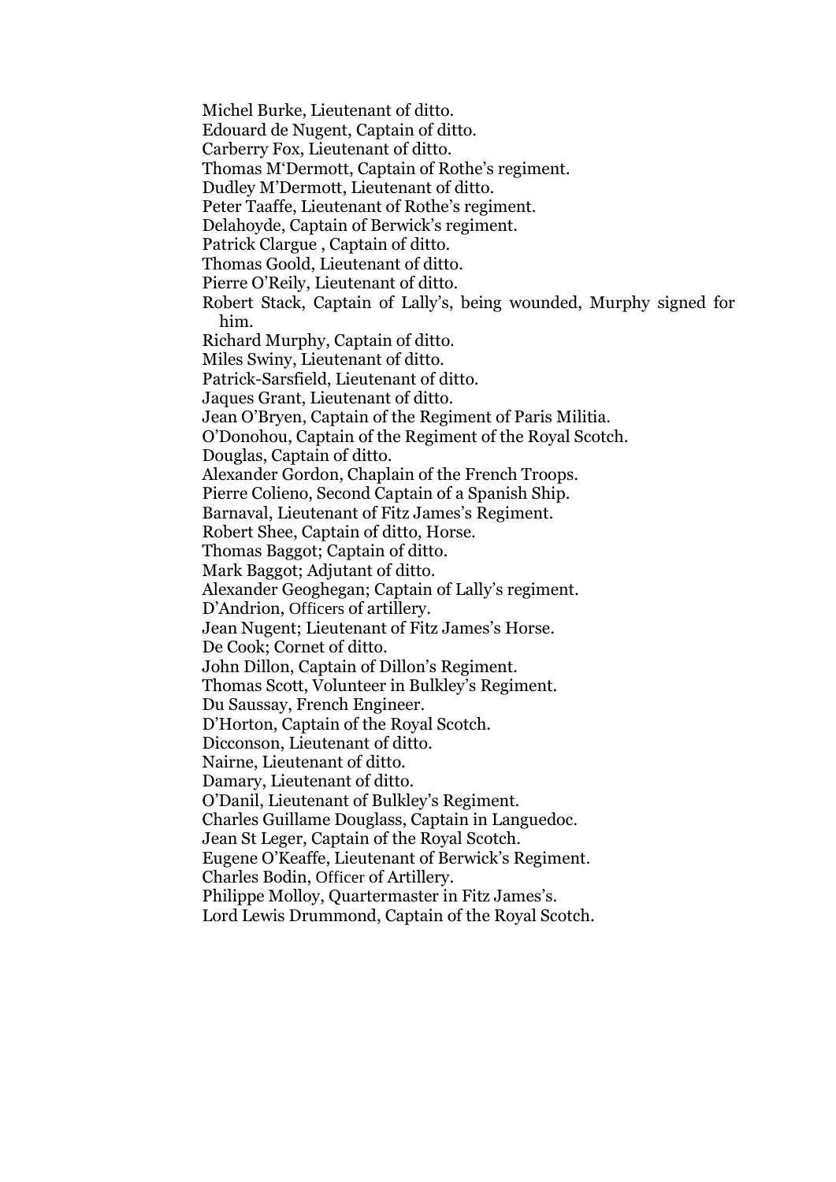Michel Burke, Lieutenant of ditto.
Edouard de Nugent, Captain of ditto.
Carberry Fox, Lieutenant of ditto.
Thomas M'Dermott, Captain of Rothe's regiment.
Dudley M'Dermott, Lieutenant of ditto.
Peter Taaffe, Lieutenant of Rothe's regiment.
Delahoyde, Captain of Berwick's regiment.
Patrick Clargue , Captain of ditto.
Thomas Goold, Lieutenant of ditto.
Pierre O'Reily, Lieutenant of ditto.
Robert Stack, Captain of Lally's, being wounded, Murphy signed for him.
Richard Murphy, Captain of ditto.
Miles Swiny, Lieutenant of ditto.
Patrick-Sarsfield, Lieutenant of ditto.
Jaques Grant, Lieutenant of ditto.
Jean O'Bryen, Captain of the Regiment of Paris Militia.
O'Donohou, Captain of the Regiment of the Royal Scotch.
Douglas, Captain of ditto.
Alexander Gordon, Chaplain of the French Troops.
Pierre Colieno, Second Captain of a Spanish Ship.
Barnaval, Lieutenant of Fitz James's Regiment.
Robert Shee, Captain of ditto, Horse.
Thomas Baggot; Captain of ditto.
Mark Baggot; Adjutant of ditto.
Alexander Geoghegan; Captain of Lally's regiment.
D'Andrion, Officers of artillery.
Jean Nugent; Lieutenant of Fitz James's Horse.
De Cook; Cornet of ditto.
John Dillon, Captain of Dillon's Regiment.
Thomas Scott, Volunteer in Bulkley's Regiment.
Du Saussay, French Engineer.
D'Horton, Captain of the Royal Scotch.
Dicconson, Lieutenant of ditto.
Nairne, Lieutenant of ditto.
Damary, Lieutenant of ditto.
O'Danil, Lieutenant of Bulkley's Regiment.
Charles Guillame Douglass, Captain in Languedoc.
Jean St Leger, Captain of the Royal Scotch.
Eugene O'Keaffe, Lieutenant of Berwick's Regiment.
Charles Bodin, Officer of Artillery.
Philippe Molloy, Quartermaster in Fitz James's.
Lord Lewis Drummond, Captain of the Royal Scotch.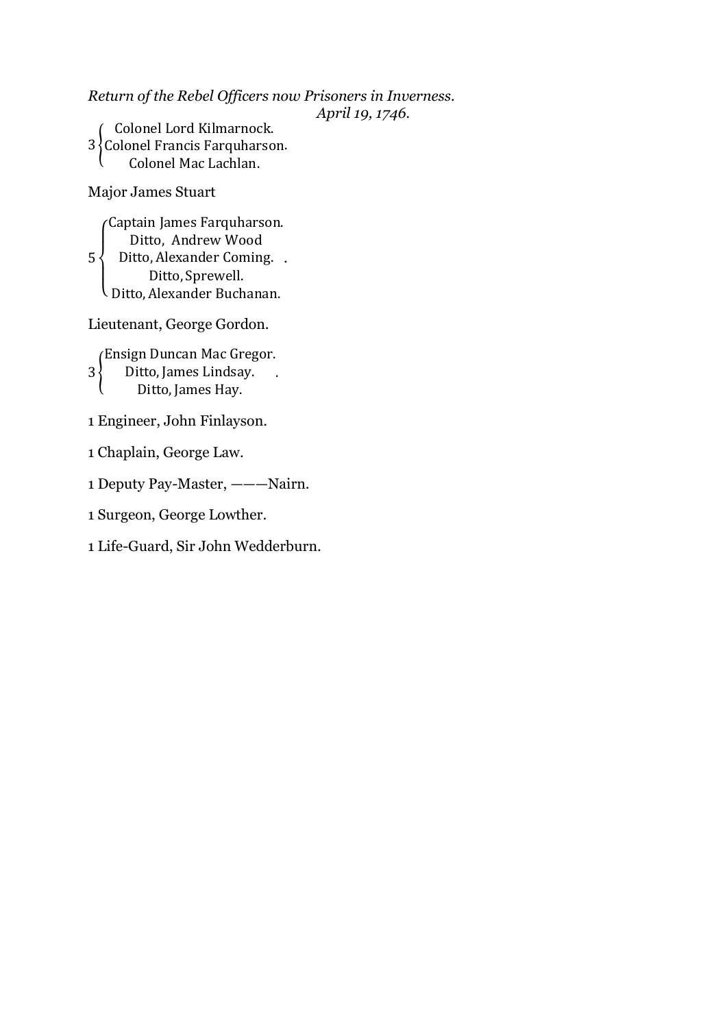*Return of the Rebel Officers now Prisoners in Inverness.*
*April 19, 1746.*

3 {
Colonel Lord Kilmarnock.
Colonel Francis Farquharson.
Colonel Mac Lachlan.

Major James Stuart

5 {
Captain James Farquharson.
Ditto, Andrew Wood
Ditto, Alexander Coming.
Ditto, Sprewell.
Ditto, Alexander Buchanan.

Lieutenant, George Gordon.

3 {
Ensign Duncan Mac Gregor.
Ditto, James Lindsay.
Ditto, James Hay.

1 Engineer, John Finlayson.

1 Chaplain, George Law.

1 Deputy Pay-Master, ———Nairn.

1 Surgeon, George Lowther.

1 Life-Guard, Sir John Wedderburn.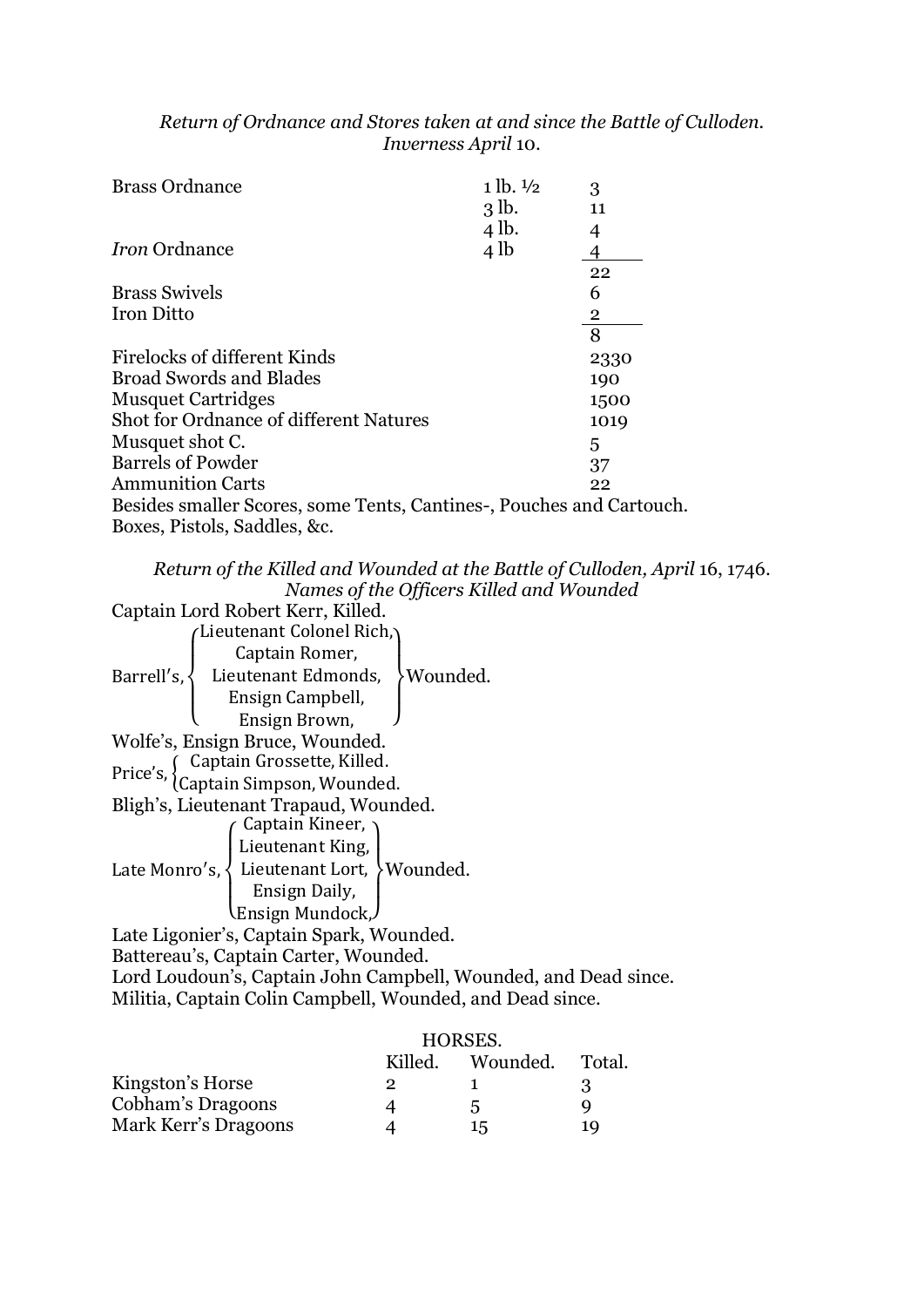*Return of Ordnance and Stores taken at and since the Battle of Culloden.*
*Inverness April* 10.

| | | |
|---|---|---|
| Brass Ordnance | 1 lb. ½ | 3 |
| | 3 lb. | 11 |
| | 4 lb. | 4 |
| *Iron* Ordnance | 4 lb | 4 |
| | | 22 |
| Brass Swivels | | 6 |
| Iron Ditto | | 2 |
| | | 8 |
| Firelocks of different Kinds | | 2330 |
| Broad Swords and Blades | | 190 |
| Musquet Cartridges | | 1500 |
| Shot for Ordnance of different Natures | | 1019 |
| Musquet shot C. | | 5 |
| Barrels of Powder | | 37 |
| Ammunition Carts | | 22 |

Besides smaller Scores, some Tents, Cantines-, Pouches and Cartouch. Boxes, Pistols, Saddles, &c.

*Return of the Killed and Wounded at the Battle of Culloden, April* 16, 1746.
*Names of the Officers Killed and Wounded*

Captain Lord Robert Kerr, Killed.

Barrell's, Lieutenant Colonel Rich, Captain Romer, Lieutenant Edmonds, Ensign Campbell, Ensign Brown, Wounded.

Wolfe's, Ensign Bruce, Wounded.

Price's, Captain Grossette, Killed. Captain Simpson, Wounded.

Bligh's, Lieutenant Trapaud, Wounded.

Late Monro's, Captain Kineer, Lieutenant King, Lieutenant Lort, Ensign Daily, Ensign Mundock, Wounded.

Late Ligonier's, Captain Spark, Wounded.

Battereau's, Captain Carter, Wounded.

Lord Loudoun's, Captain John Campbell, Wounded, and Dead since.

Militia, Captain Colin Campbell, Wounded, and Dead since.

HORSES.

| | Killed. | Wounded. | Total. |
|---|---|---|---|
| Kingston's Horse | 2 | 1 | 3 |
| Cobham's Dragoons | 4 | 5 | 9 |
| Mark Kerr's Dragoons | 4 | 15 | 19 |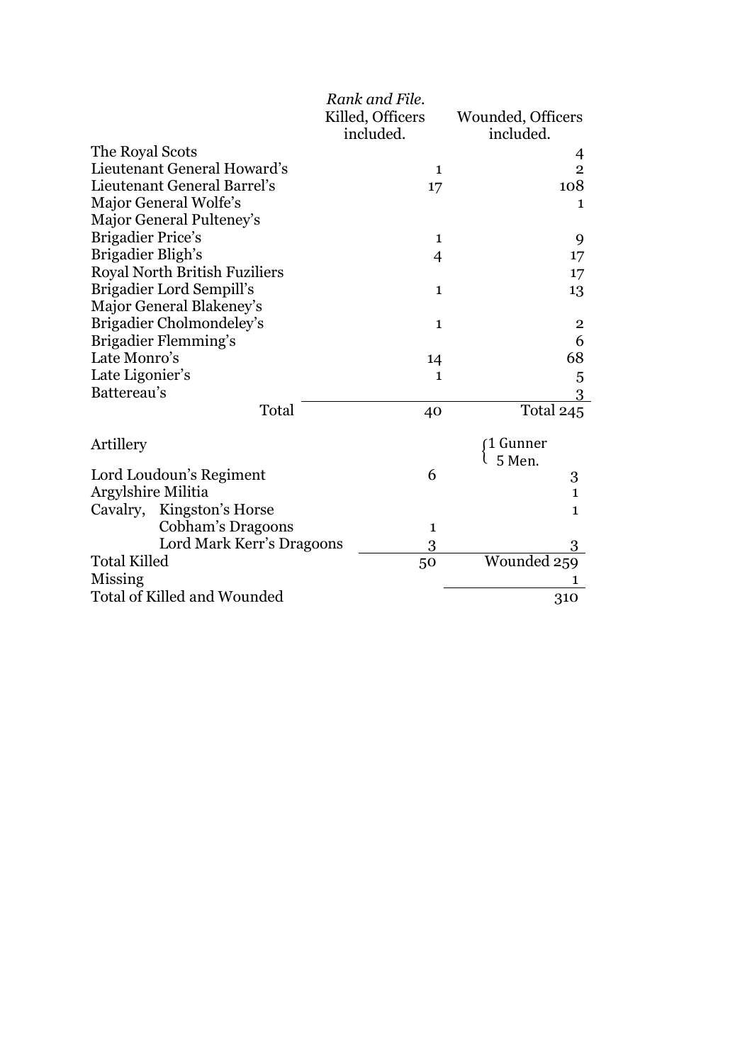| | *Rank and File.* Killed, Officers included. | Wounded, Officers included. |
|---|---|---|
| The Royal Scots | | 4 |
| Lieutenant General Howard's | 1 | 2 |
| Lieutenant General Barrel's | 17 | 108 |
| Major General Wolfe's | | 1 |
| Major General Pulteney's | | |
| Brigadier Price's | 1 | 9 |
| Brigadier Bligh's | 4 | 17 |
| Royal North British Fuziliers | | 17 |
| Brigadier Lord Sempill's | 1 | 13 |
| Major General Blakeney's | | |
| Brigadier Cholmondeley's | 1 | 2 |
| Brigadier Flemming's | | 6 |
| Late Monro's | 14 | 68 |
| Late Ligonier's | 1 | 5 |
| Battereau's | | 3 |
| Total | 40 | Total 245 |
| Artillery | | 1 Gunner, 5 Men. |
| Lord Loudoun's Regiment | 6 | 3 |
| Argylshire Militia | | 1 |
| Cavalry, Kingston's Horse | | 1 |
| Cobham's Dragoons | 1 | |
| Lord Mark Kerr's Dragoons | 3 | 3 |
| Total Killed | 50 | Wounded 259 |
| Missing | | 1 |
| Total of Killed and Wounded | | 310 |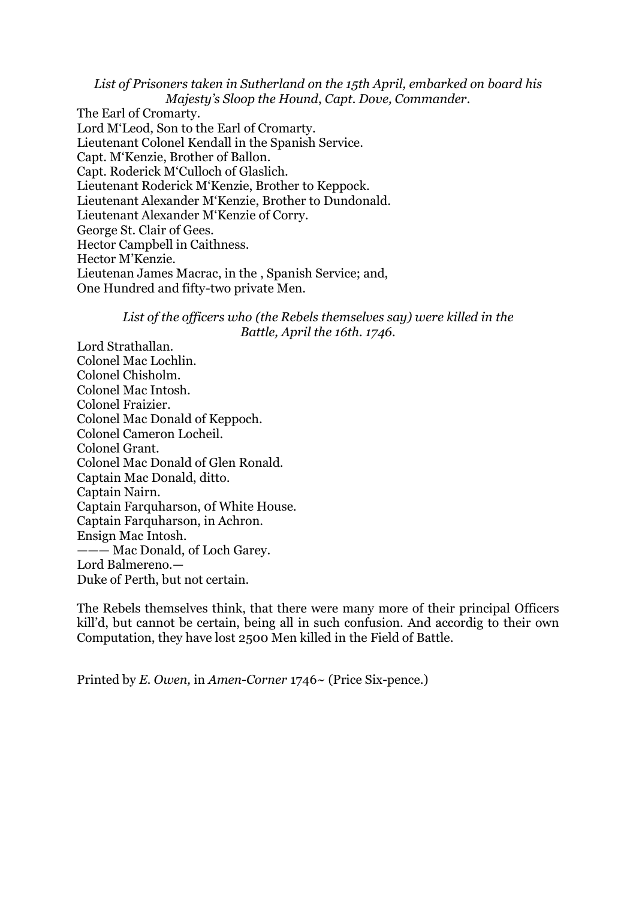*List of Prisoners taken in Sutherland on the 15th April, embarked on board his Majesty's Sloop the Hound, Capt. Dove, Commander.*

The Earl of Cromarty.
Lord M'Leod, Son to the Earl of Cromarty.
Lieutenant Colonel Kendall in the Spanish Service.
Capt. M'Kenzie, Brother of Ballon.
Capt. Roderick M'Culloch of Glaslich.
Lieutenant Roderick M'Kenzie, Brother to Keppock.
Lieutenant Alexander M'Kenzie, Brother to Dundonald.
Lieutenant Alexander M'Kenzie of Corry.
George St. Clair of Gees.
Hector Campbell in Caithness.
Hector M'Kenzie.
Lieutenan James Macrac, in the , Spanish Service; and,
One Hundred and fifty-two private Men.

*List of the officers who (the Rebels themselves say) were killed in the Battle, April the 16th. 1746.*

Lord Strathallan.
Colonel Mac Lochlin.
Colonel Chisholm.
Colonel Mac Intosh.
Colonel Fraizier.
Colonel Mac Donald of Keppoch.
Colonel Cameron Locheil.
Colonel Grant.
Colonel Mac Donald of Glen Ronald.
Captain Mac Donald, ditto.
Captain Nairn.
Captain Farquharson, of White House.
Captain Farquharson, in Achron.
Ensign Mac Intosh.
——— Mac Donald, of Loch Garey.
Lord Balmereno.—
Duke of Perth, but not certain.

The Rebels themselves think, that there were many more of their principal Officers kill'd, but cannot be certain, being all in such confusion. And accordig to their own Computation, they have lost 2500 Men killed in the Field of Battle.

Printed by *E. Owen,* in *Amen-Corner* 1746~ (Price Six-pence.)